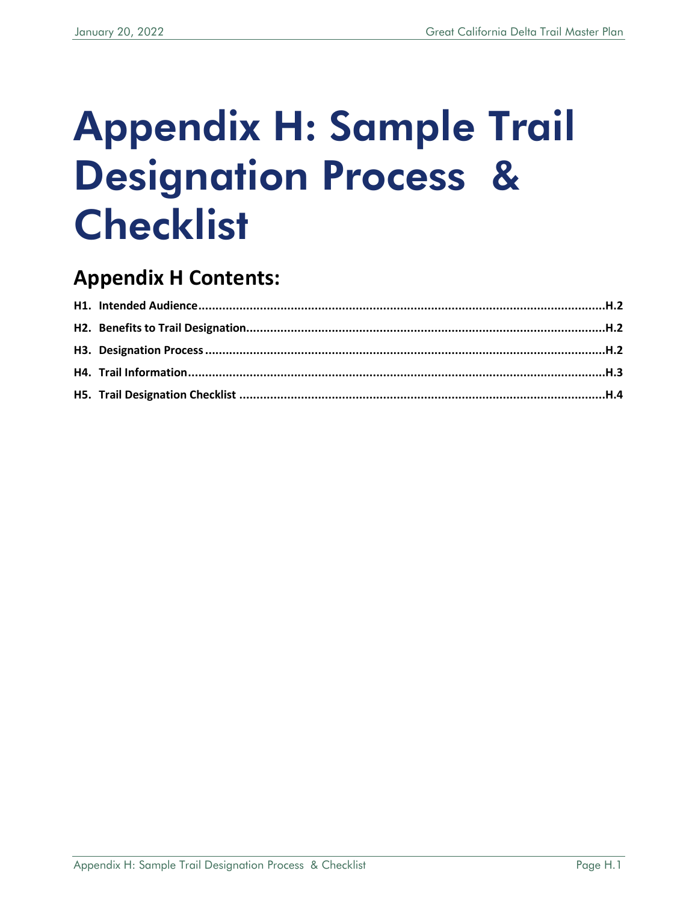# Appendix H: Sample Trail Designation Process & Checklist

## Appendix H Contents:

**H1. Intended Audience** ........................................................ **H.2**

**H2. Benefits to Trail Designation** ........................................................ **H.2**

**H3. Designation Process** ........................................................ **H.2**

**H4. Trail Information** ........................................................ **H.3**

**H5. Trail Designation Checklist** ........................................................ **H.4**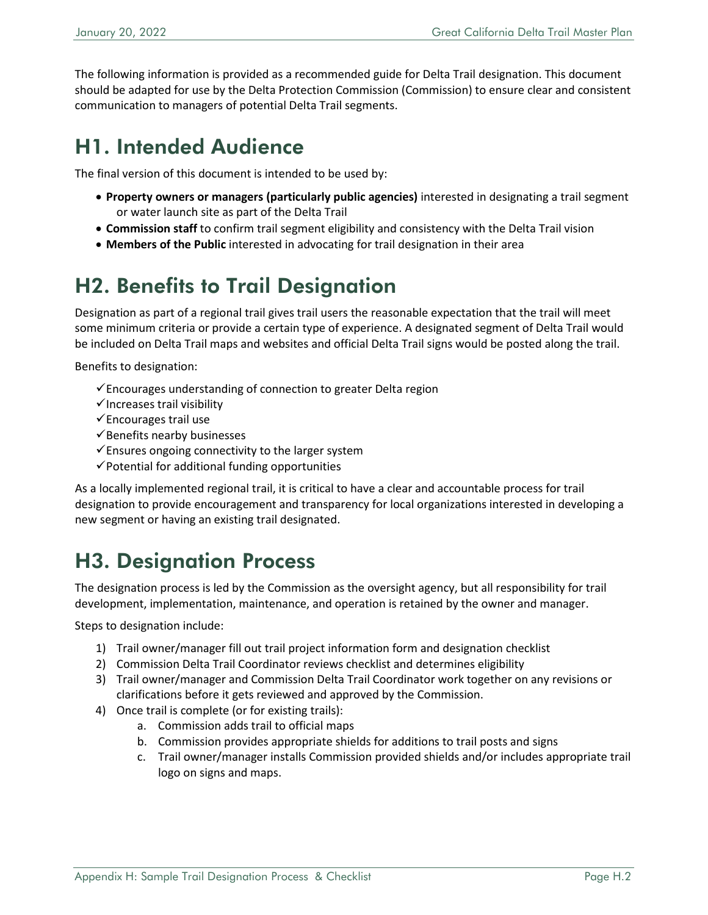The following information is provided as a recommended guide for Delta Trail designation. This document should be adapted for use by the Delta Protection Commission (Commission) to ensure clear and consistent communication to managers of potential Delta Trail segments.

# H1. Intended Audience

The final version of this document is intended to be used by:

- **Property owners or managers (particularly public agencies)** interested in designating a trail segment or water launch site as part of the Delta Trail
- **Commission staff** to confirm trail segment eligibility and consistency with the Delta Trail vision
- **Members of the Public** interested in advocating for trail designation in their area

# H2. Benefits to Trail Designation

Designation as part of a regional trail gives trail users the reasonable expectation that the trail will meet some minimum criteria or provide a certain type of experience. A designated segment of Delta Trail would be included on Delta Trail maps and websites and official Delta Trail signs would be posted along the trail.

Benefits to designation:

- ✓ Encourages understanding of connection to greater Delta region
- ✓ Increases trail visibility
- ✓ Encourages trail use
- ✓ Benefits nearby businesses
- ✓ Ensures ongoing connectivity to the larger system
- ✓ Potential for additional funding opportunities

As a locally implemented regional trail, it is critical to have a clear and accountable process for trail designation to provide encouragement and transparency for local organizations interested in developing a new segment or having an existing trail designated.

# H3. Designation Process

The designation process is led by the Commission as the oversight agency, but all responsibility for trail development, implementation, maintenance, and operation is retained by the owner and manager.

Steps to designation include:

1) Trail owner/manager fill out trail project information form and designation checklist
2) Commission Delta Trail Coordinator reviews checklist and determines eligibility
3) Trail owner/manager and Commission Delta Trail Coordinator work together on any revisions or clarifications before it gets reviewed and approved by the Commission.
4) Once trail is complete (or for existing trails):
   a. Commission adds trail to official maps
   b. Commission provides appropriate shields for additions to trail posts and signs
   c. Trail owner/manager installs Commission provided shields and/or includes appropriate trail logo on signs and maps.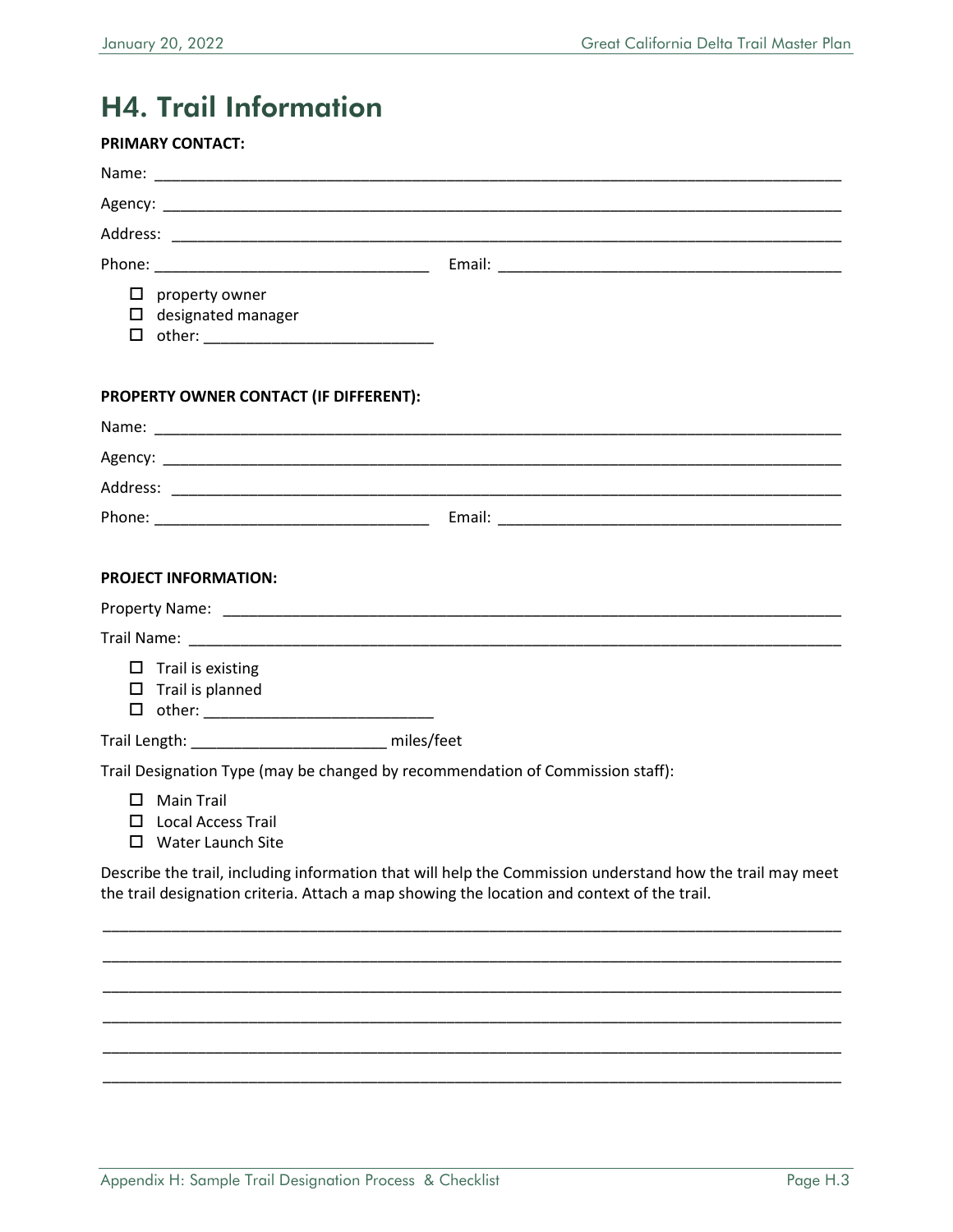## H4. Trail Information

**PRIMARY CONTACT:**

Name: ________________________________________________________________________________

Agency: ______________________________________________________________________________

Address: _____________________________________________________________________________

Phone: ________________________________ Email: ________________________________________

- ☐ property owner
- ☐ designated manager
- ☐ other: ___________________________

**PROPERTY OWNER CONTACT (IF DIFFERENT):**

Name: ________________________________________________________________________________

Agency: ______________________________________________________________________________

Address: _____________________________________________________________________________

Phone: ________________________________ Email: ________________________________________

**PROJECT INFORMATION:**

Property Name: ________________________________________________________________________

Trail Name: __________________________________________________________________________

- ☐ Trail is existing
- ☐ Trail is planned
- ☐ other: ___________________________

Trail Length: _______________________ miles/feet

Trail Designation Type (may be changed by recommendation of Commission staff):

- ☐ Main Trail
- ☐ Local Access Trail
- ☐ Water Launch Site

Describe the trail, including information that will help the Commission understand how the trail may meet the trail designation criteria. Attach a map showing the location and context of the trail.

______________________________________________________________________________________

______________________________________________________________________________________

______________________________________________________________________________________

______________________________________________________________________________________

______________________________________________________________________________________

______________________________________________________________________________________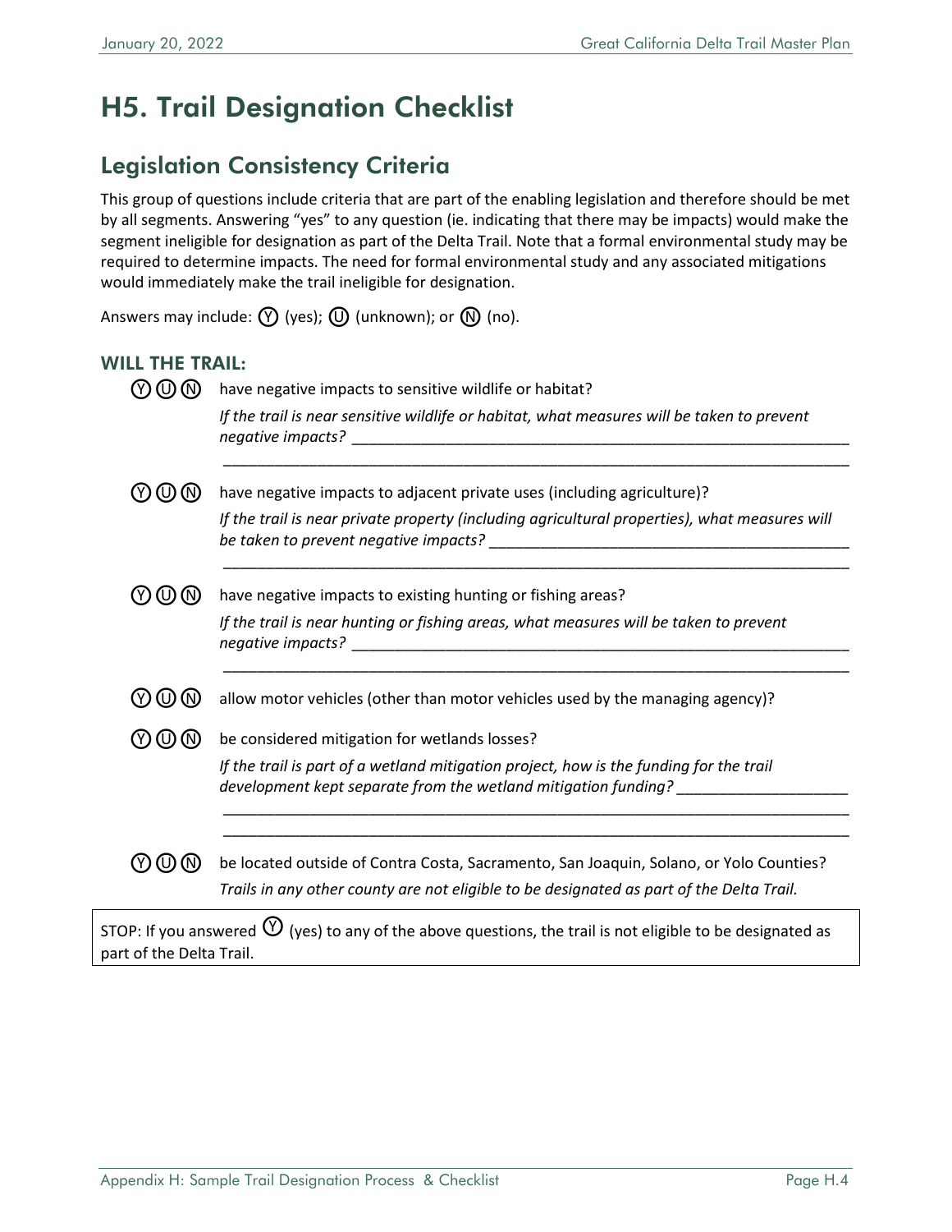# H5. Trail Designation Checklist

## Legislation Consistency Criteria

This group of questions include criteria that are part of the enabling legislation and therefore should be met by all segments. Answering "yes" to any question (ie. indicating that there may be impacts) would make the segment ineligible for designation as part of the Delta Trail. Note that a formal environmental study may be required to determine impacts. The need for formal environmental study and any associated mitigations would immediately make the trail ineligible for designation.

Answers may include: Ⓨ (yes); Ⓤ (unknown); or Ⓝ (no).

### WILL THE TRAIL:

Ⓨ Ⓤ Ⓝ have negative impacts to sensitive wildlife or habitat?

*If the trail is near sensitive wildlife or habitat, what measures will be taken to prevent negative impacts?* ______________________________________________________________

______________________________________________________________________________

Ⓨ Ⓤ Ⓝ have negative impacts to adjacent private uses (including agriculture)?

*If the trail is near private property (including agricultural properties), what measures will be taken to prevent negative impacts?* ___________________________________________

______________________________________________________________________________

Ⓨ Ⓤ Ⓝ have negative impacts to existing hunting or fishing areas?

*If the trail is near hunting or fishing areas, what measures will be taken to prevent negative impacts?* ______________________________________________________________

______________________________________________________________________________

Ⓨ Ⓤ Ⓝ allow motor vehicles (other than motor vehicles used by the managing agency)?

Ⓨ Ⓤ Ⓝ be considered mitigation for wetlands losses?

*If the trail is part of a wetland mitigation project, how is the funding for the trail development kept separate from the wetland mitigation funding?* ____________________

______________________________________________________________________________

______________________________________________________________________________

Ⓨ Ⓤ Ⓝ be located outside of Contra Costa, Sacramento, San Joaquin, Solano, or Yolo Counties?

*Trails in any other county are not eligible to be designated as part of the Delta Trail.*

STOP: If you answered Ⓨ (yes) to any of the above questions, the trail is not eligible to be designated as part of the Delta Trail.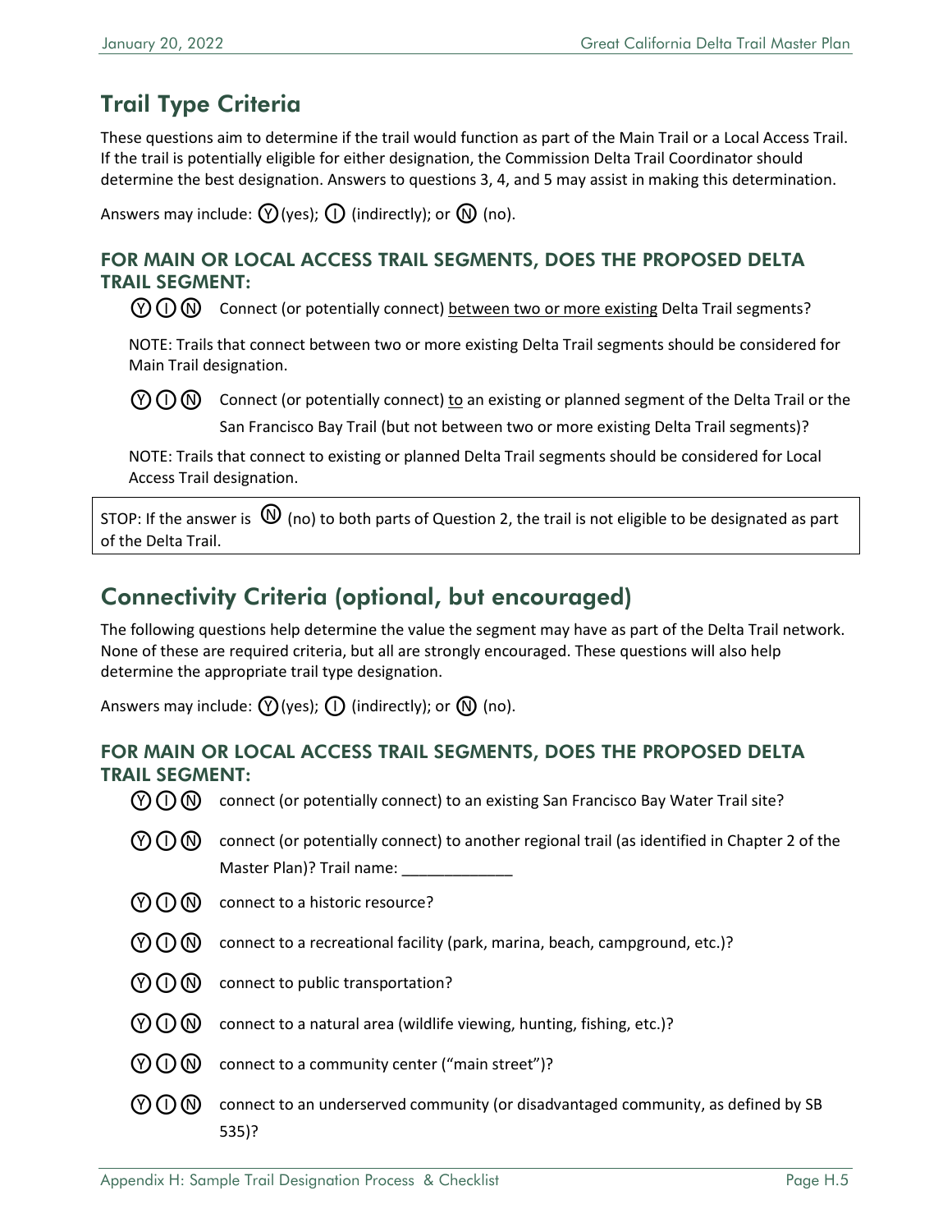## Trail Type Criteria

These questions aim to determine if the trail would function as part of the Main Trail or a Local Access Trail. If the trail is potentially eligible for either designation, the Commission Delta Trail Coordinator should determine the best designation. Answers to questions 3, 4, and 5 may assist in making this determination.

Answers may include: Ⓨ (yes); Ⓘ (indirectly); or Ⓝ (no).

### FOR MAIN OR LOCAL ACCESS TRAIL SEGMENTS, DOES THE PROPOSED DELTA TRAIL SEGMENT:

Ⓨ Ⓘ Ⓝ Connect (or potentially connect) between two or more existing Delta Trail segments?

NOTE: Trails that connect between two or more existing Delta Trail segments should be considered for Main Trail designation.

Ⓨ Ⓘ Ⓝ Connect (or potentially connect) to an existing or planned segment of the Delta Trail or the San Francisco Bay Trail (but not between two or more existing Delta Trail segments)?

NOTE: Trails that connect to existing or planned Delta Trail segments should be considered for Local Access Trail designation.

STOP: If the answer is Ⓝ (no) to both parts of Question 2, the trail is not eligible to be designated as part of the Delta Trail.

## Connectivity Criteria (optional, but encouraged)

The following questions help determine the value the segment may have as part of the Delta Trail network. None of these are required criteria, but all are strongly encouraged. These questions will also help determine the appropriate trail type designation.

Answers may include: Ⓨ (yes); Ⓘ (indirectly); or Ⓝ (no).

### FOR MAIN OR LOCAL ACCESS TRAIL SEGMENTS, DOES THE PROPOSED DELTA TRAIL SEGMENT:

Ⓨ Ⓘ Ⓝ connect (or potentially connect) to an existing San Francisco Bay Water Trail site?

Ⓨ Ⓘ Ⓝ connect (or potentially connect) to another regional trail (as identified in Chapter 2 of the Master Plan)? Trail name: _____________

Ⓨ Ⓘ Ⓝ connect to a historic resource?

Ⓨ Ⓘ Ⓝ connect to a recreational facility (park, marina, beach, campground, etc.)?

Ⓨ Ⓘ Ⓝ connect to public transportation?

Ⓨ Ⓘ Ⓝ connect to a natural area (wildlife viewing, hunting, fishing, etc.)?

Ⓨ Ⓘ Ⓝ connect to a community center ("main street")?

Ⓨ Ⓘ Ⓝ connect to an underserved community (or disadvantaged community, as defined by SB 535)?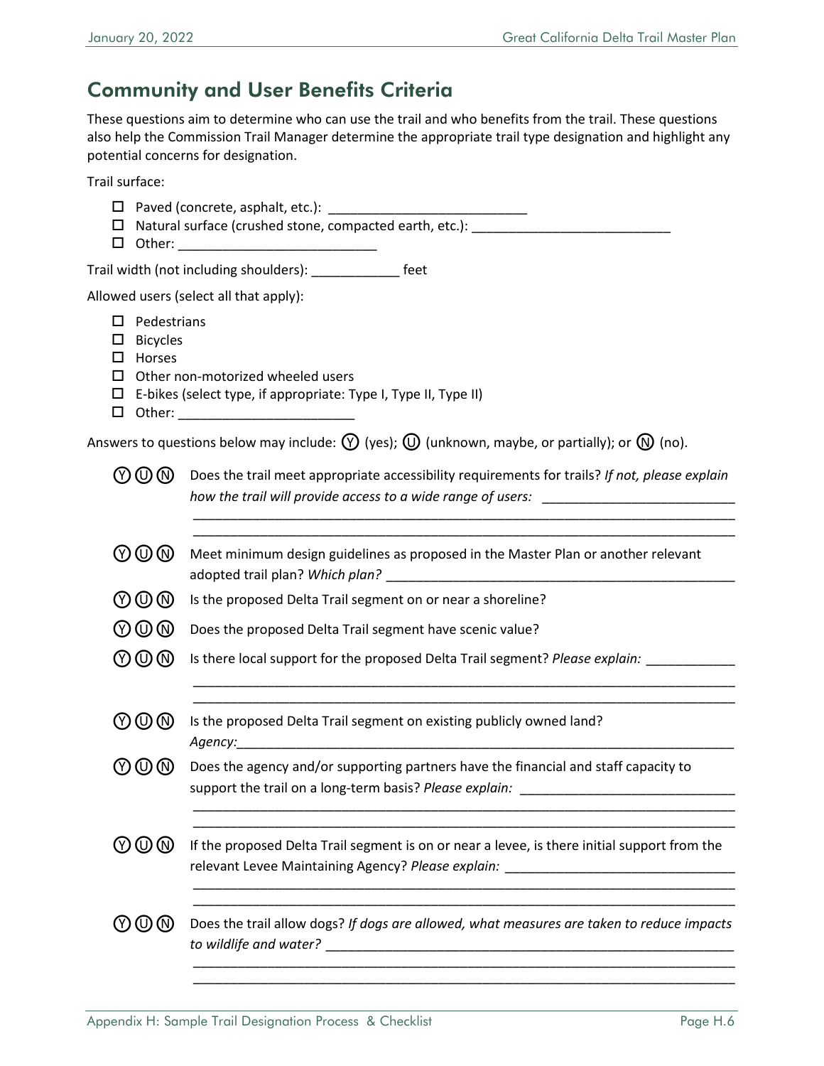## Community and User Benefits Criteria

These questions aim to determine who can use the trail and who benefits from the trail. These questions also help the Commission Trail Manager determine the appropriate trail type designation and highlight any potential concerns for designation.

Trail surface:

- ☐ Paved (concrete, asphalt, etc.): ___________________________
- ☐ Natural surface (crushed stone, compacted earth, etc.): ___________________________
- ☐ Other: ___________________________

Trail width (not including shoulders): ____________ feet

Allowed users (select all that apply):

- ☐ Pedestrians
- ☐ Bicycles
- ☐ Horses
- ☐ Other non-motorized wheeled users
- ☐ E-bikes (select type, if appropriate: Type I, Type II, Type II)
- ☐ Other: ________________________

Answers to questions below may include: Ⓨ (yes); Ⓤ (unknown, maybe, or partially); or Ⓝ (no).

Ⓨ Ⓤ Ⓝ Does the trail meet appropriate accessibility requirements for trails? *If not, please explain how the trail will provide access to a wide range of users:* __________________________
____________________________________________________________________________
____________________________________________________________________________

Ⓨ Ⓤ Ⓝ Meet minimum design guidelines as proposed in the Master Plan or another relevant adopted trail plan? *Which plan?* ________________________________________________

Ⓨ Ⓤ Ⓝ Is the proposed Delta Trail segment on or near a shoreline?

Ⓨ Ⓤ Ⓝ Does the proposed Delta Trail segment have scenic value?

Ⓨ Ⓤ Ⓝ Is there local support for the proposed Delta Trail segment? *Please explain:* ____________
____________________________________________________________________________
____________________________________________________________________________

Ⓨ Ⓤ Ⓝ Is the proposed Delta Trail segment on existing publicly owned land? *Agency:*______________________________________________________________________

Ⓨ Ⓤ Ⓝ Does the agency and/or supporting partners have the financial and staff capacity to support the trail on a long-term basis? *Please explain:* _____________________________
____________________________________________________________________________
____________________________________________________________________________

Ⓨ Ⓤ Ⓝ If the proposed Delta Trail segment is on or near a levee, is there initial support from the relevant Levee Maintaining Agency? *Please explain:* _______________________________
____________________________________________________________________________
____________________________________________________________________________

Ⓨ Ⓤ Ⓝ Does the trail allow dogs? *If dogs are allowed, what measures are taken to reduce impacts to wildlife and water?* ________________________________________________________
____________________________________________________________________________
____________________________________________________________________________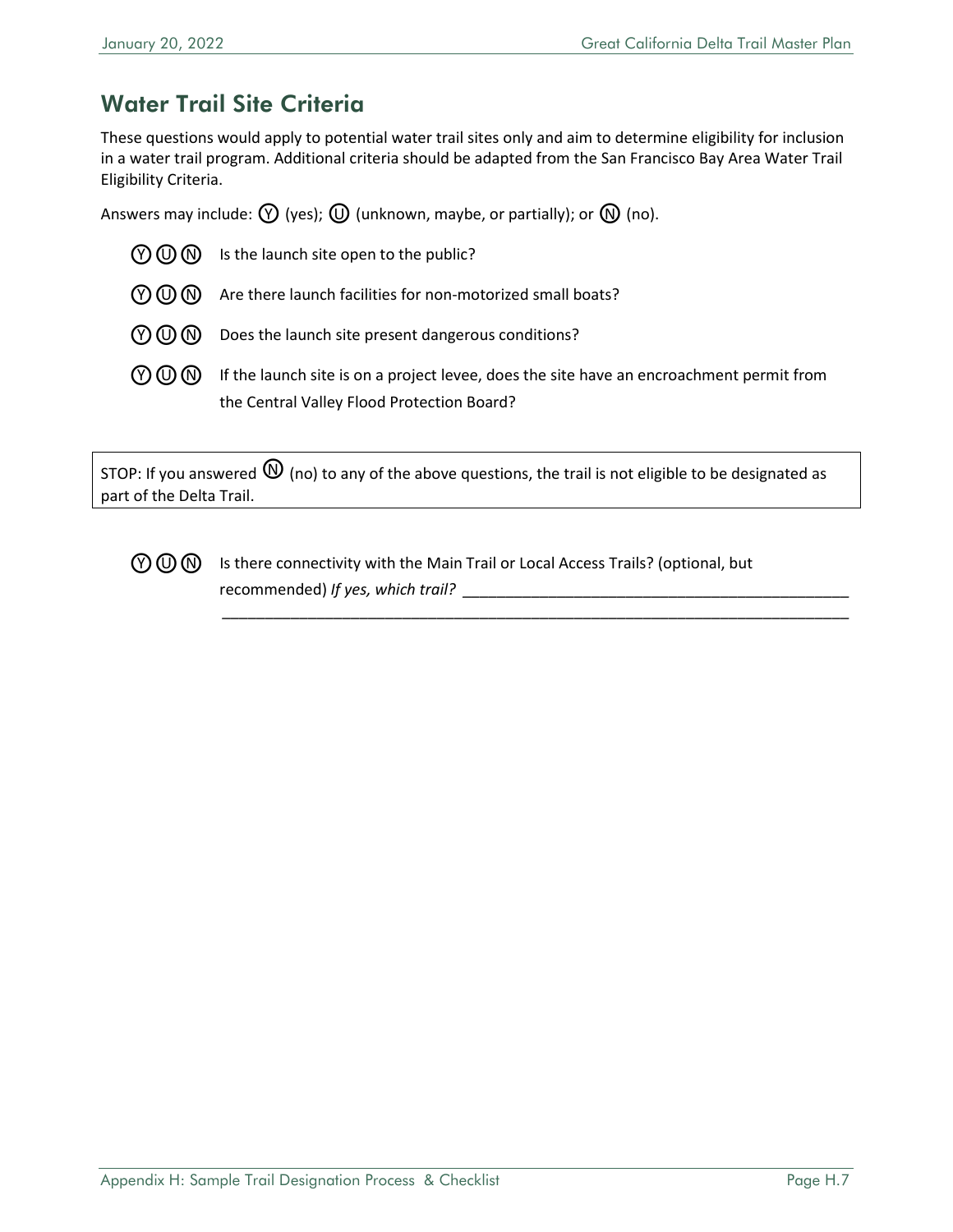## Water Trail Site Criteria

These questions would apply to potential water trail sites only and aim to determine eligibility for inclusion in a water trail program. Additional criteria should be adapted from the San Francisco Bay Area Water Trail Eligibility Criteria.

Answers may include: Ⓨ (yes); Ⓤ (unknown, maybe, or partially); or Ⓝ (no).

Ⓨ Ⓤ Ⓝ Is the launch site open to the public?

Ⓨ Ⓤ Ⓝ Are there launch facilities for non-motorized small boats?

Ⓨ Ⓤ Ⓝ Does the launch site present dangerous conditions?

Ⓨ Ⓤ Ⓝ If the launch site is on a project levee, does the site have an encroachment permit from the Central Valley Flood Protection Board?

STOP: If you answered Ⓝ (no) to any of the above questions, the trail is not eligible to be designated as part of the Delta Trail.

Ⓨ Ⓤ Ⓝ Is there connectivity with the Main Trail or Local Access Trails? (optional, but recommended) *If yes, which trail?* ______________________________________________
______________________________________________________________________________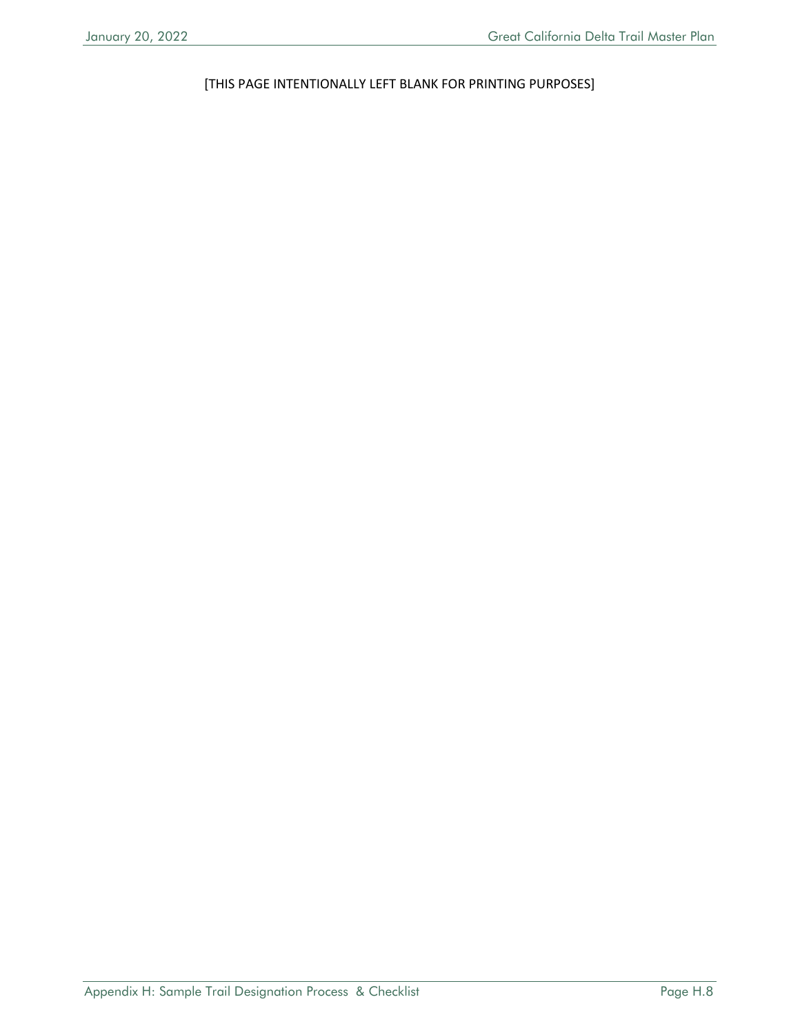[THIS PAGE INTENTIONALLY LEFT BLANK FOR PRINTING PURPOSES]